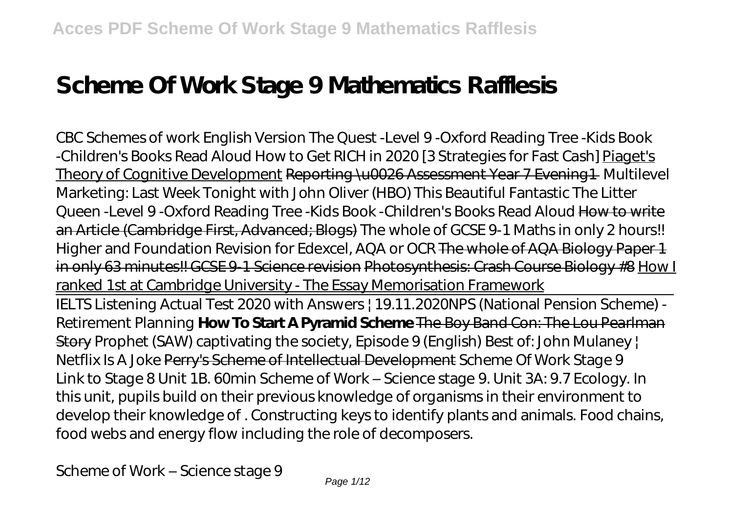# Scheme Of Work Stage 9 Mathematics Rafflesis

CBC Schemes of work English Version The Quest -Level 9 -Oxford Reading Tree -Kids Book -Children's Books Read Aloud How to Get RICH in 2020 [3 Strategies for Fast Cash] Piaget's Theory of Cognitive Development ~~Reporting \u0026 Assessment Year 7 Evening1~~ Multilevel Marketing: Last Week Tonight with John Oliver (HBO) This Beautiful Fantastic The Litter Queen -Level 9 -Oxford Reading Tree -Kids Book -Children's Books Read Aloud ~~How to write an Article (Cambridge First, Advanced; Blogs)~~ The whole of GCSE 9-1 Maths in only 2 hours!! Higher and Foundation Revision for Edexcel, AQA or OCR ~~The whole of AQA Biology Paper 1 in only 63 minutes!! GCSE 9-1 Science revision~~ ~~Photosynthesis: Crash Course Biology #8~~ How I ranked 1st at Cambridge University - The Essay Memorisation Framework

IELTS Listening Actual Test 2020 with Answers | 19.11.2020NPS (National Pension Scheme) - Retirement Planning **How To Start A Pyramid Scheme** ~~The Boy Band Con: The Lou Pearlman Story~~ Prophet (SAW) captivating the society, Episode 9 (English) Best of: John Mulaney | Netflix Is A Joke ~~Perry's Scheme of Intellectual Development~~ Scheme Of Work Stage 9
Link to Stage 8 Unit 1B. 60min Scheme of Work – Science stage 9. Unit 3A: 9.7 Ecology. In this unit, pupils build on their previous knowledge of organisms in their environment to develop their knowledge of . Constructing keys to identify plants and animals. Food chains, food webs and energy flow including the role of decomposers.

Scheme of Work – Science stage 9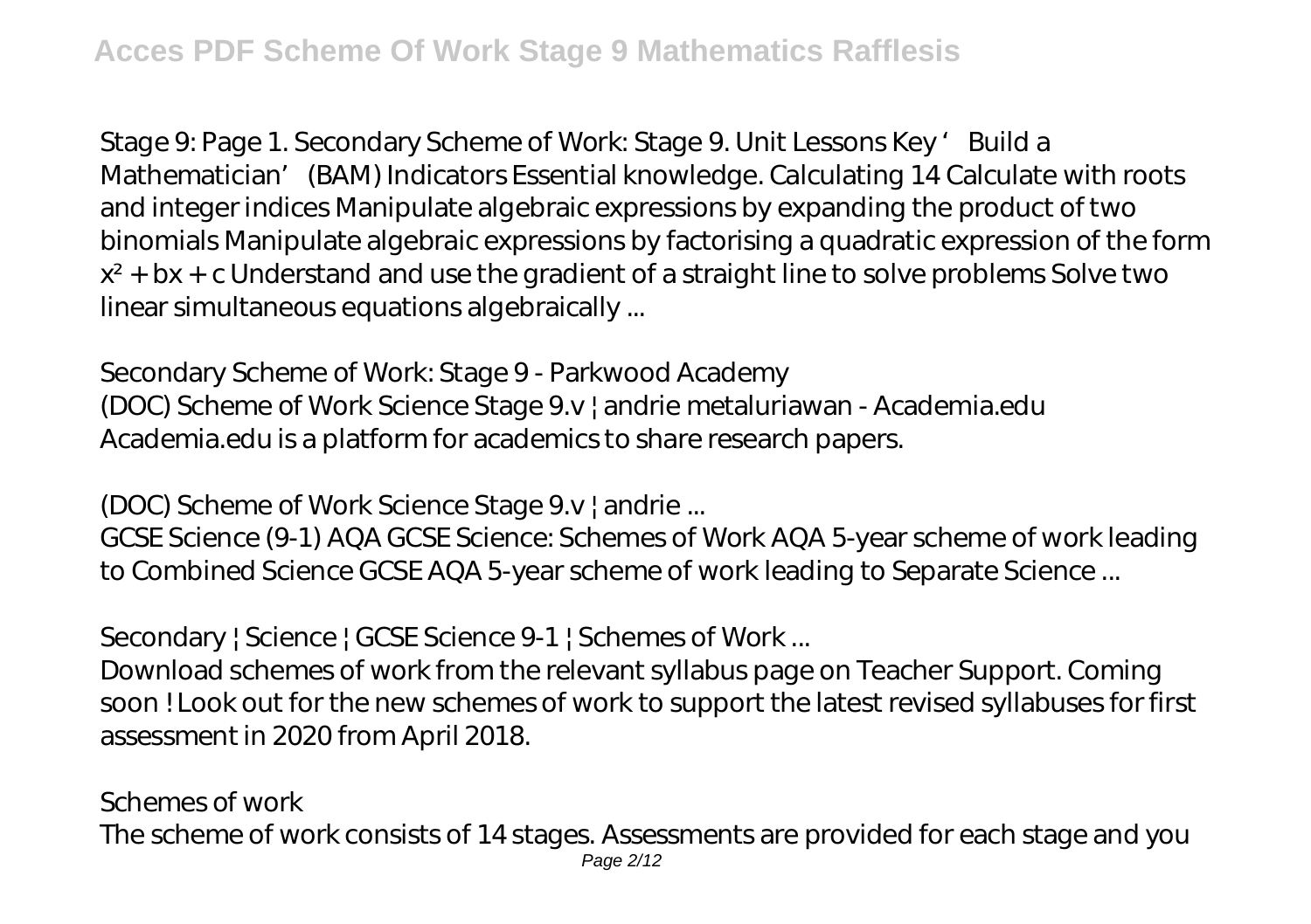Stage 9: Page 1. Secondary Scheme of Work: Stage 9. Unit Lessons Key 'Build a Mathematician' (BAM) Indicators Essential knowledge. Calculating 14 Calculate with roots and integer indices Manipulate algebraic expressions by expanding the product of two binomials Manipulate algebraic expressions by factorising a quadratic expression of the form $x^2 + bx + c$ Understand and use the gradient of a straight line to solve problems Solve two linear simultaneous equations algebraically ...

Secondary Scheme of Work: Stage 9 - Parkwood Academy
(DOC) Scheme of Work Science Stage 9.v | andrie metaluriawan - Academia.edu
Academia.edu is a platform for academics to share research papers.

(DOC) Scheme of Work Science Stage 9.v | andrie ...
GCSE Science (9-1) AQA GCSE Science: Schemes of Work AQA 5-year scheme of work leading to Combined Science GCSE AQA 5-year scheme of work leading to Separate Science ...

Secondary | Science | GCSE Science 9-1 | Schemes of Work ...
Download schemes of work from the relevant syllabus page on Teacher Support. Coming soon ! Look out for the new schemes of work to support the latest revised syllabuses for first assessment in 2020 from April 2018.

Schemes of work
The scheme of work consists of 14 stages. Assessments are provided for each stage and you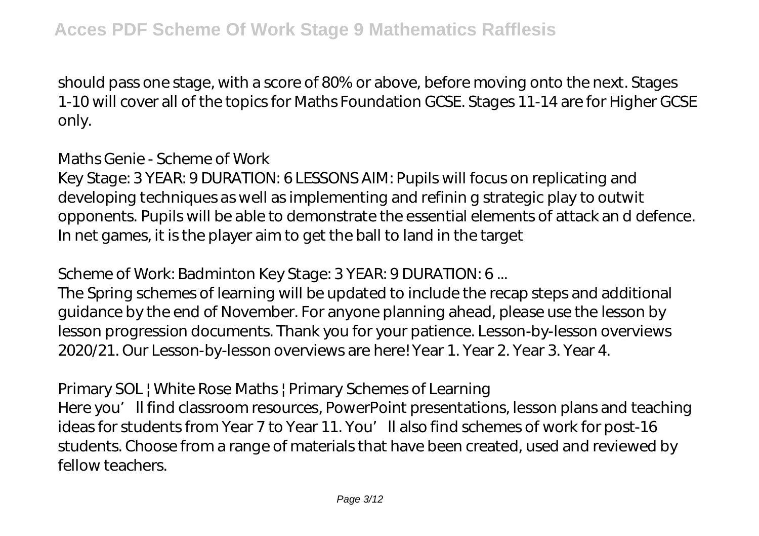should pass one stage, with a score of 80% or above, before moving onto the next. Stages 1-10 will cover all of the topics for Maths Foundation GCSE. Stages 11-14 are for Higher GCSE only.

*Maths Genie - Scheme of Work*

Key Stage: 3 YEAR: 9 DURATION: 6 LESSONS AIM: Pupils will focus on replicating and developing techniques as well as implementing and refinin g strategic play to outwit opponents. Pupils will be able to demonstrate the essential elements of attack an d defence. In net games, it is the player aim to get the ball to land in the target

*Scheme of Work: Badminton Key Stage: 3 YEAR: 9 DURATION: 6 ...*

The Spring schemes of learning will be updated to include the recap steps and additional guidance by the end of November. For anyone planning ahead, please use the lesson by lesson progression documents. Thank you for your patience. Lesson-by-lesson overviews 2020/21. Our Lesson-by-lesson overviews are here! Year 1. Year 2. Year 3. Year 4.

*Primary SOL | White Rose Maths | Primary Schemes of Learning*

Here you'll find classroom resources, PowerPoint presentations, lesson plans and teaching ideas for students from Year 7 to Year 11. You'll also find schemes of work for post-16 students. Choose from a range of materials that have been created, used and reviewed by fellow teachers.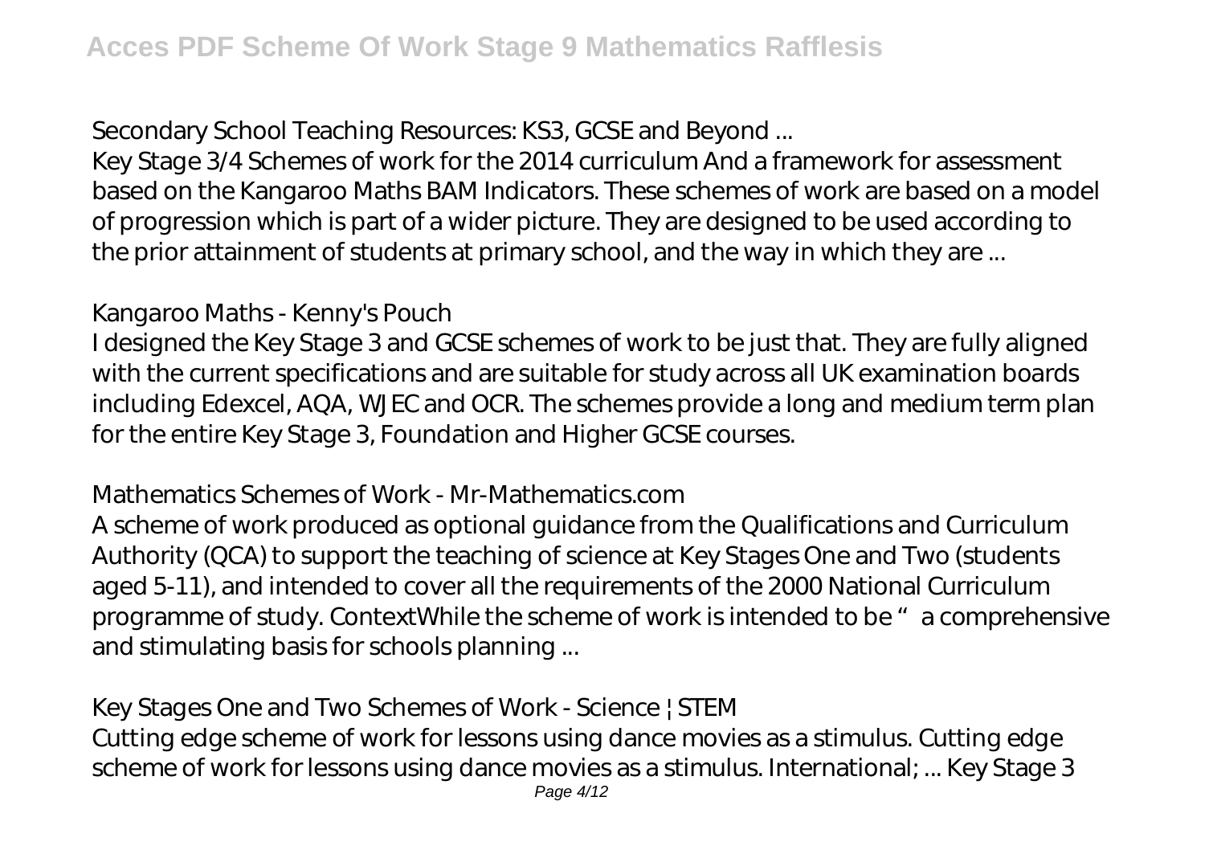Secondary School Teaching Resources: KS3, GCSE and Beyond ...

Key Stage 3/4 Schemes of work for the 2014 curriculum And a framework for assessment based on the Kangaroo Maths BAM Indicators. These schemes of work are based on a model of progression which is part of a wider picture. They are designed to be used according to the prior attainment of students at primary school, and the way in which they are ...

Kangaroo Maths - Kenny's Pouch

I designed the Key Stage 3 and GCSE schemes of work to be just that. They are fully aligned with the current specifications and are suitable for study across all UK examination boards including Edexcel, AQA, WJEC and OCR. The schemes provide a long and medium term plan for the entire Key Stage 3, Foundation and Higher GCSE courses.

Mathematics Schemes of Work - Mr-Mathematics.com

A scheme of work produced as optional guidance from the Qualifications and Curriculum Authority (QCA) to support the teaching of science at Key Stages One and Two (students aged 5-11), and intended to cover all the requirements of the 2000 National Curriculum programme of study. ContextWhile the scheme of work is intended to be "a comprehensive and stimulating basis for schools planning ...

Key Stages One and Two Schemes of Work - Science | STEM

Cutting edge scheme of work for lessons using dance movies as a stimulus. Cutting edge scheme of work for lessons using dance movies as a stimulus. International; ... Key Stage 3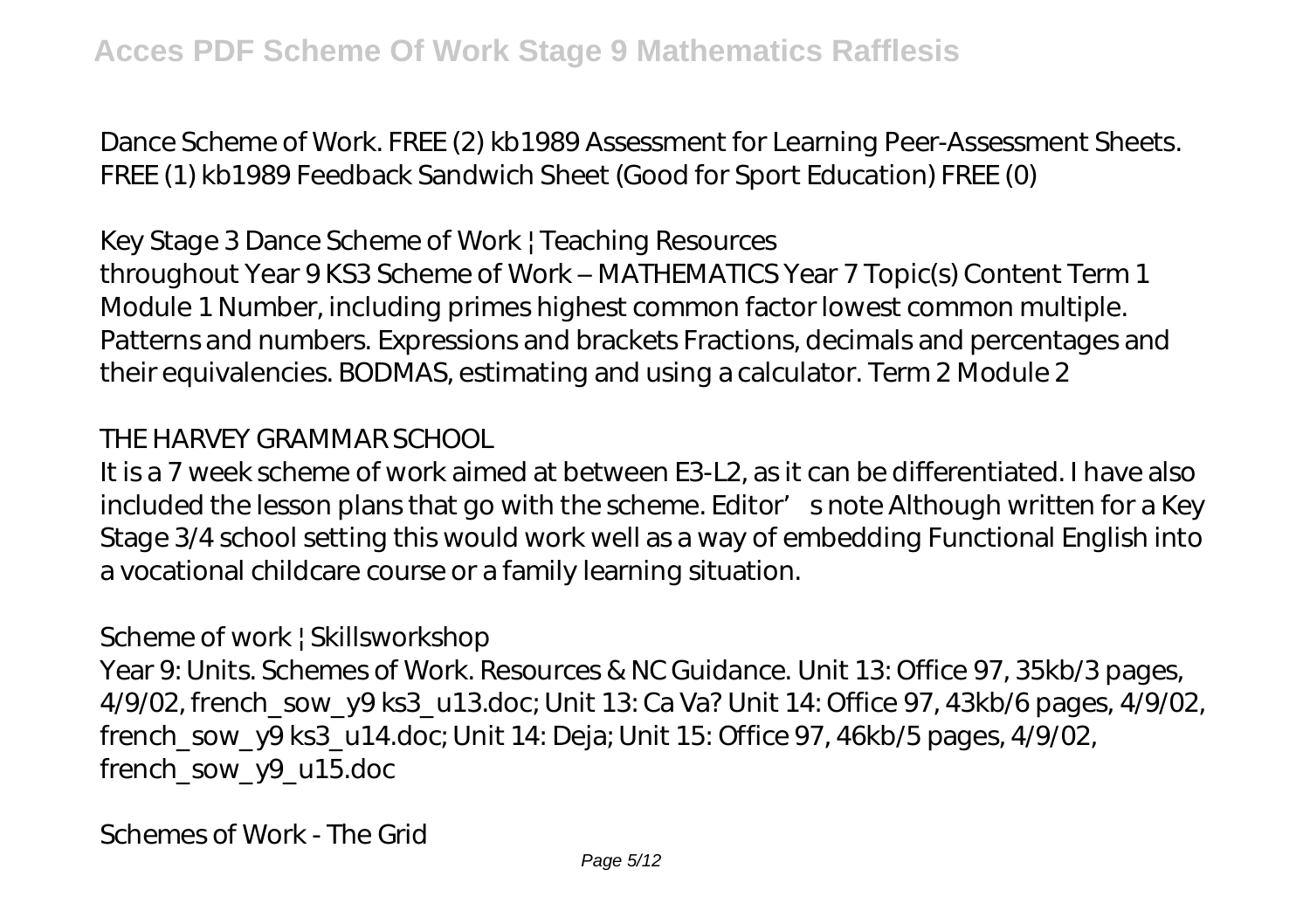Dance Scheme of Work. FREE (2) kb1989 Assessment for Learning Peer-Assessment Sheets. FREE (1) kb1989 Feedback Sandwich Sheet (Good for Sport Education) FREE (0)

*Key Stage 3 Dance Scheme of Work | Teaching Resources*

throughout Year 9 KS3 Scheme of Work – MATHEMATICS Year 7 Topic(s) Content Term 1 Module 1 Number, including primes highest common factor lowest common multiple. Patterns and numbers. Expressions and brackets Fractions, decimals and percentages and their equivalencies. BODMAS, estimating and using a calculator. Term 2 Module 2

*THE HARVEY GRAMMAR SCHOOL*

It is a 7 week scheme of work aimed at between E3-L2, as it can be differentiated. I have also included the lesson plans that go with the scheme. Editor's note Although written for a Key Stage 3/4 school setting this would work well as a way of embedding Functional English into a vocational childcare course or a family learning situation.

*Scheme of work | Skillsworkshop*

Year 9: Units. Schemes of Work. Resources & NC Guidance. Unit 13: Office 97, 35kb/3 pages, 4/9/02, french_sow_y9 ks3_u13.doc; Unit 13: Ca Va? Unit 14: Office 97, 43kb/6 pages, 4/9/02, french_sow_y9 ks3_u14.doc; Unit 14: Deja; Unit 15: Office 97, 46kb/5 pages, 4/9/02, french_sow_y9_u15.doc

*Schemes of Work - The Grid*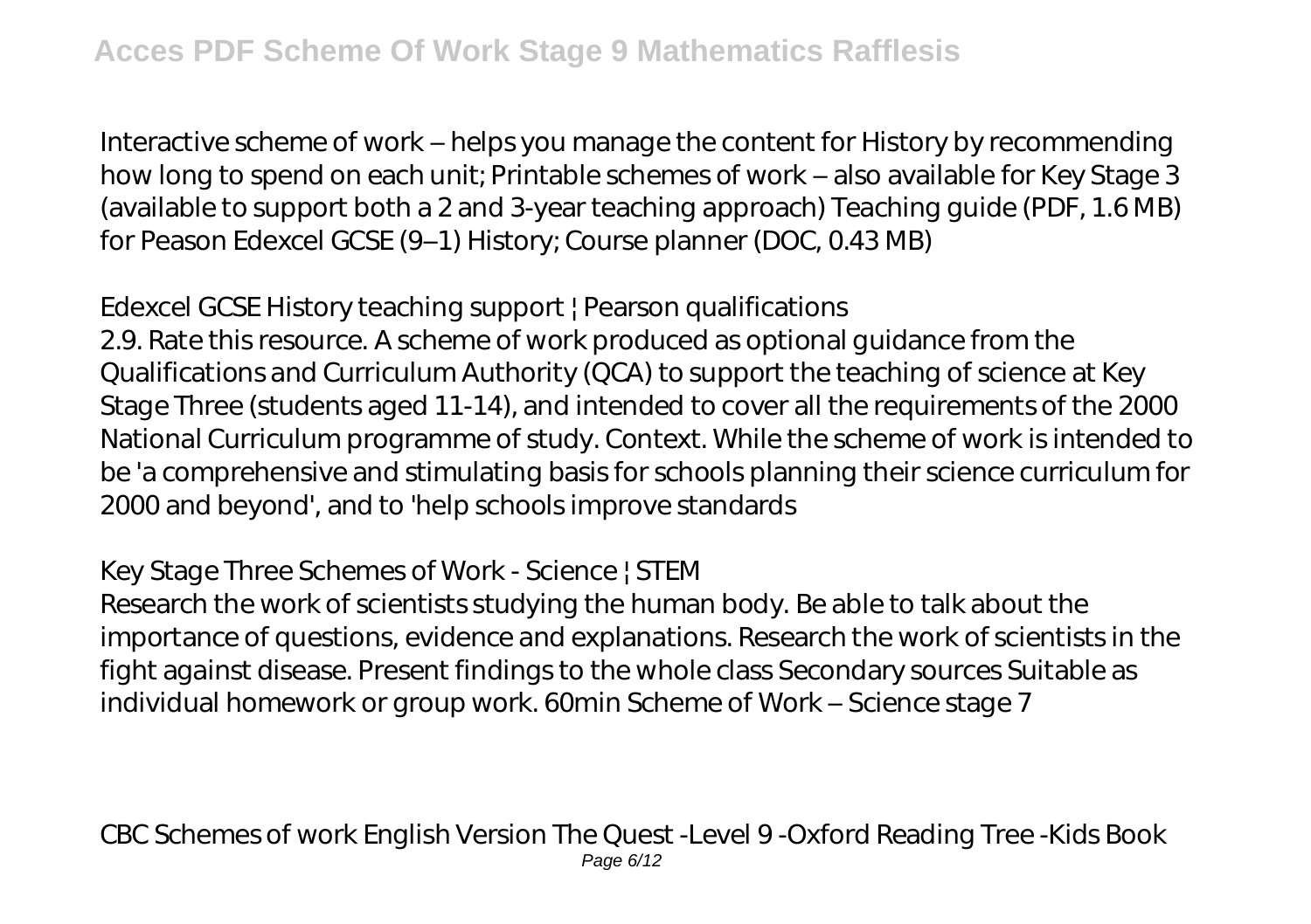Interactive scheme of work – helps you manage the content for History by recommending how long to spend on each unit; Printable schemes of work – also available for Key Stage 3 (available to support both a 2 and 3-year teaching approach) Teaching guide (PDF, 1.6 MB) for Peason Edexcel GCSE (9–1) History; Course planner (DOC, 0.43 MB)

*Edexcel GCSE History teaching support | Pearson qualifications*

2.9. Rate this resource. A scheme of work produced as optional guidance from the Qualifications and Curriculum Authority (QCA) to support the teaching of science at Key Stage Three (students aged 11-14), and intended to cover all the requirements of the 2000 National Curriculum programme of study. Context. While the scheme of work is intended to be 'a comprehensive and stimulating basis for schools planning their science curriculum for 2000 and beyond', and to 'help schools improve standards

*Key Stage Three Schemes of Work - Science | STEM*

Research the work of scientists studying the human body. Be able to talk about the importance of questions, evidence and explanations. Research the work of scientists in the fight against disease. Present findings to the whole class Secondary sources Suitable as individual homework or group work. 60min Scheme of Work – Science stage 7

CBC Schemes of work English Version The Quest -Level 9 -Oxford Reading Tree -Kids Book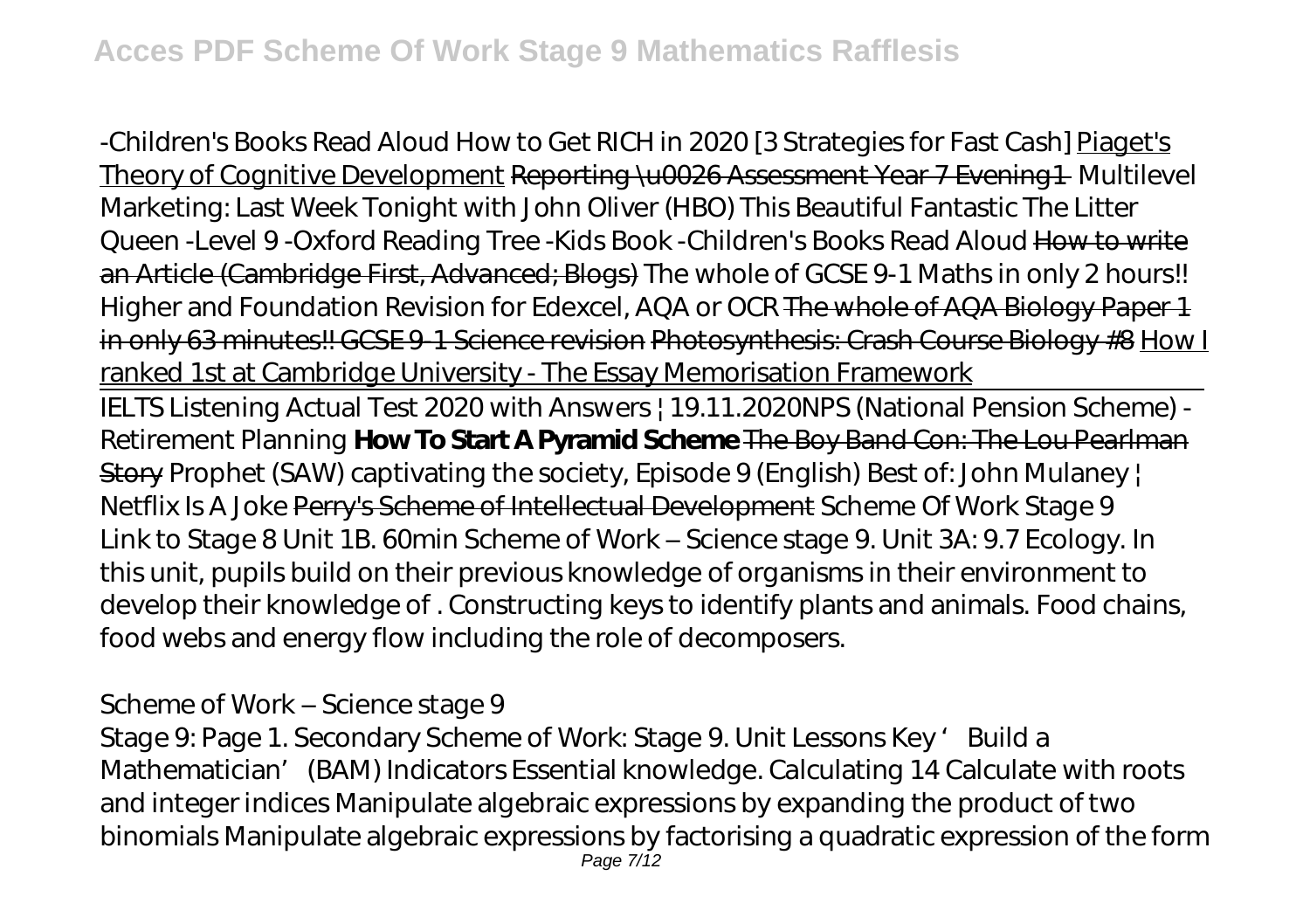-Children's Books Read Aloud How to Get RICH in 2020 [3 Strategies for Fast Cash] Piaget's Theory of Cognitive Development ~~Reporting \u0026 Assessment Year 7 Evening1~~ Multilevel Marketing: Last Week Tonight with John Oliver (HBO) This Beautiful Fantastic The Litter Queen -Level 9 -Oxford Reading Tree -Kids Book -Children's Books Read Aloud ~~How to write an Article (Cambridge First, Advanced; Blogs)~~ The whole of GCSE 9-1 Maths in only 2 hours!! Higher and Foundation Revision for Edexcel, AQA or OCR ~~The whole of AQA Biology Paper 1 in only 63 minutes!! GCSE 9-1 Science revision~~ ~~Photosynthesis: Crash Course Biology #8~~ How I ranked 1st at Cambridge University - The Essay Memorisation Framework

IELTS Listening Actual Test 2020 with Answers | 19.11.2020NPS (National Pension Scheme) - Retirement Planning **How To Start A Pyramid Scheme** ~~The Boy Band Con: The Lou Pearlman Story~~ Prophet (SAW) captivating the society, Episode 9 (English) Best of: John Mulaney | Netflix Is A Joke ~~Perry's Scheme of Intellectual Development~~ Scheme Of Work Stage 9

Link to Stage 8 Unit 1B. 60min Scheme of Work – Science stage 9. Unit 3A: 9.7 Ecology. In this unit, pupils build on their previous knowledge of organisms in their environment to develop their knowledge of . Constructing keys to identify plants and animals. Food chains, food webs and energy flow including the role of decomposers.

Scheme of Work – Science stage 9

Stage 9: Page 1. Secondary Scheme of Work: Stage 9. Unit Lessons Key 'Build a Mathematician' (BAM) Indicators Essential knowledge. Calculating 14 Calculate with roots and integer indices Manipulate algebraic expressions by expanding the product of two binomials Manipulate algebraic expressions by factorising a quadratic expression of the form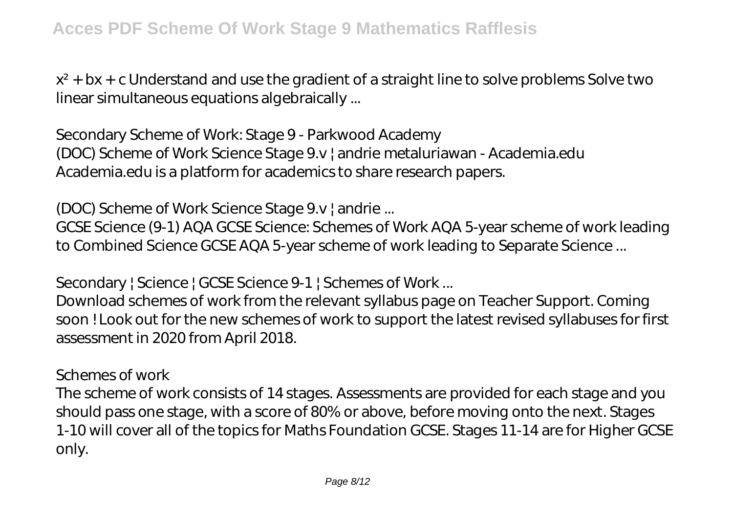$x^2 + bx + c$ Understand and use the gradient of a straight line to solve problems Solve two linear simultaneous equations algebraically ...

*Secondary Scheme of Work: Stage 9 - Parkwood Academy*
(DOC) Scheme of Work Science Stage 9.v | andrie metaluriawan - Academia.edu
Academia.edu is a platform for academics to share research papers.

*(DOC) Scheme of Work Science Stage 9.v | andrie ...*
GCSE Science (9-1) AQA GCSE Science: Schemes of Work AQA 5-year scheme of work leading to Combined Science GCSE AQA 5-year scheme of work leading to Separate Science ...

*Secondary | Science | GCSE Science 9-1 | Schemes of Work ...*
Download schemes of work from the relevant syllabus page on Teacher Support. Coming soon ! Look out for the new schemes of work to support the latest revised syllabuses for first assessment in 2020 from April 2018.

*Schemes of work*
The scheme of work consists of 14 stages. Assessments are provided for each stage and you should pass one stage, with a score of 80% or above, before moving onto the next. Stages 1-10 will cover all of the topics for Maths Foundation GCSE. Stages 11-14 are for Higher GCSE only.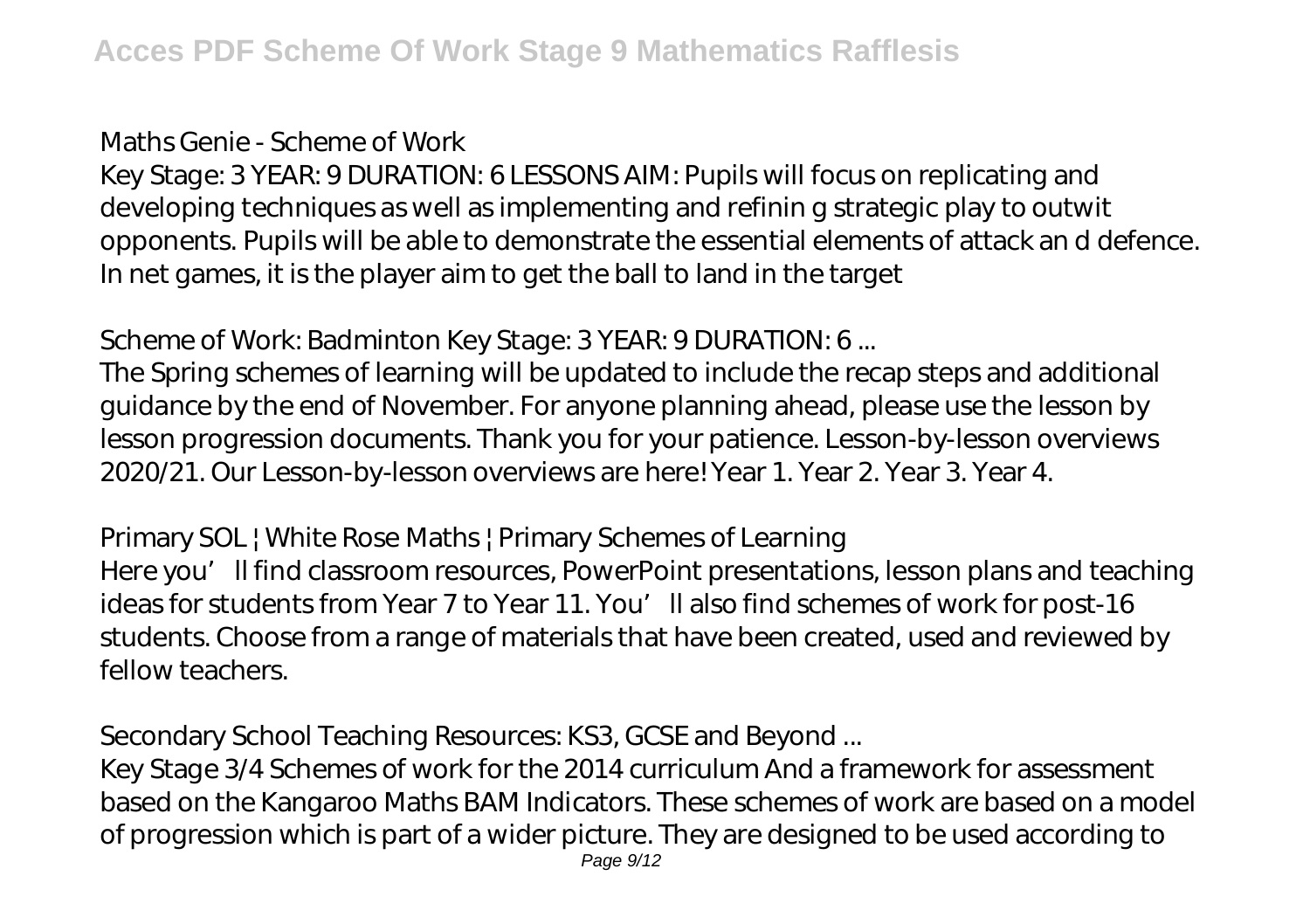## Maths Genie - Scheme of Work

Key Stage: 3 YEAR: 9 DURATION: 6 LESSONS AIM: Pupils will focus on replicating and developing techniques as well as implementing and refinin g strategic play to outwit opponents. Pupils will be able to demonstrate the essential elements of attack an d defence. In net games, it is the player aim to get the ball to land in the target

## Scheme of Work: Badminton Key Stage: 3 YEAR: 9 DURATION: 6 ...

The Spring schemes of learning will be updated to include the recap steps and additional guidance by the end of November. For anyone planning ahead, please use the lesson by lesson progression documents. Thank you for your patience. Lesson-by-lesson overviews 2020/21. Our Lesson-by-lesson overviews are here! Year 1. Year 2. Year 3. Year 4.

## Primary SOL | White Rose Maths | Primary Schemes of Learning

Here you'll find classroom resources, PowerPoint presentations, lesson plans and teaching ideas for students from Year 7 to Year 11. You'll also find schemes of work for post-16 students. Choose from a range of materials that have been created, used and reviewed by fellow teachers.

## Secondary School Teaching Resources: KS3, GCSE and Beyond ...

Key Stage 3/4 Schemes of work for the 2014 curriculum And a framework for assessment based on the Kangaroo Maths BAM Indicators. These schemes of work are based on a model of progression which is part of a wider picture. They are designed to be used according to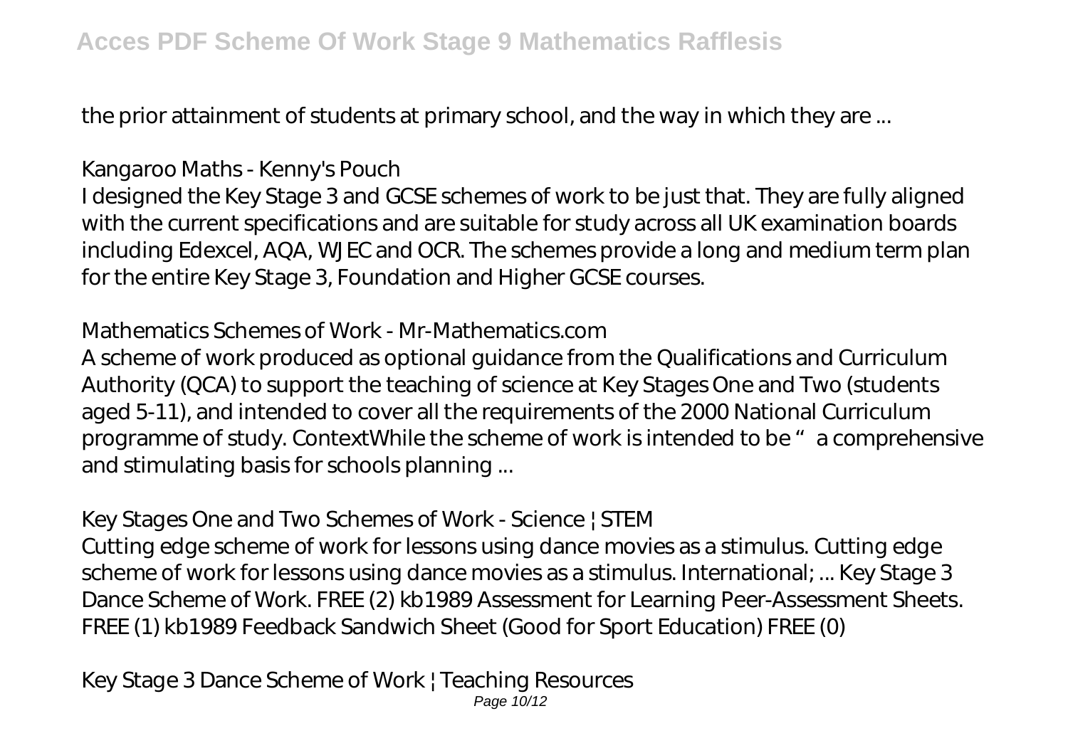the prior attainment of students at primary school, and the way in which they are ...

### Kangaroo Maths - Kenny's Pouch

I designed the Key Stage 3 and GCSE schemes of work to be just that. They are fully aligned with the current specifications and are suitable for study across all UK examination boards including Edexcel, AQA, WJEC and OCR. The schemes provide a long and medium term plan for the entire Key Stage 3, Foundation and Higher GCSE courses.

### Mathematics Schemes of Work - Mr-Mathematics.com

A scheme of work produced as optional guidance from the Qualifications and Curriculum Authority (QCA) to support the teaching of science at Key Stages One and Two (students aged 5-11), and intended to cover all the requirements of the 2000 National Curriculum programme of study. ContextWhile the scheme of work is intended to be " a comprehensive and stimulating basis for schools planning ...

### Key Stages One and Two Schemes of Work - Science | STEM

Cutting edge scheme of work for lessons using dance movies as a stimulus. Cutting edge scheme of work for lessons using dance movies as a stimulus. International; ... Key Stage 3 Dance Scheme of Work. FREE (2) kb1989 Assessment for Learning Peer-Assessment Sheets. FREE (1) kb1989 Feedback Sandwich Sheet (Good for Sport Education) FREE (0)

### Key Stage 3 Dance Scheme of Work | Teaching Resources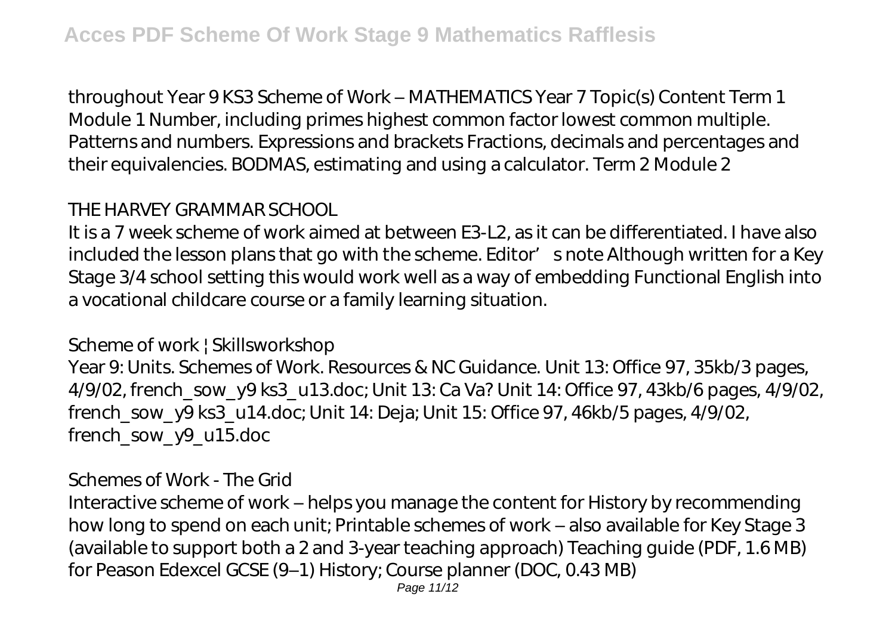throughout Year 9 KS3 Scheme of Work – MATHEMATICS Year 7 Topic(s) Content Term 1 Module 1 Number, including primes highest common factor lowest common multiple. Patterns and numbers. Expressions and brackets Fractions, decimals and percentages and their equivalencies. BODMAS, estimating and using a calculator. Term 2 Module 2

### THE HARVEY GRAMMAR SCHOOL

It is a 7 week scheme of work aimed at between E3-L2, as it can be differentiated. I have also included the lesson plans that go with the scheme. Editor's note Although written for a Key Stage 3/4 school setting this would work well as a way of embedding Functional English into a vocational childcare course or a family learning situation.

### Scheme of work ¦ Skillsworkshop

Year 9: Units. Schemes of Work. Resources & NC Guidance. Unit 13: Office 97, 35kb/3 pages, 4/9/02, french_sow_y9 ks3_u13.doc; Unit 13: Ca Va? Unit 14: Office 97, 43kb/6 pages, 4/9/02, french_sow_y9 ks3_u14.doc; Unit 14: Deja; Unit 15: Office 97, 46kb/5 pages, 4/9/02, french_sow_y9_u15.doc

### Schemes of Work - The Grid

Interactive scheme of work – helps you manage the content for History by recommending how long to spend on each unit; Printable schemes of work – also available for Key Stage 3 (available to support both a 2 and 3-year teaching approach) Teaching guide (PDF, 1.6 MB) for Peason Edexcel GCSE (9–1) History; Course planner (DOC, 0.43 MB)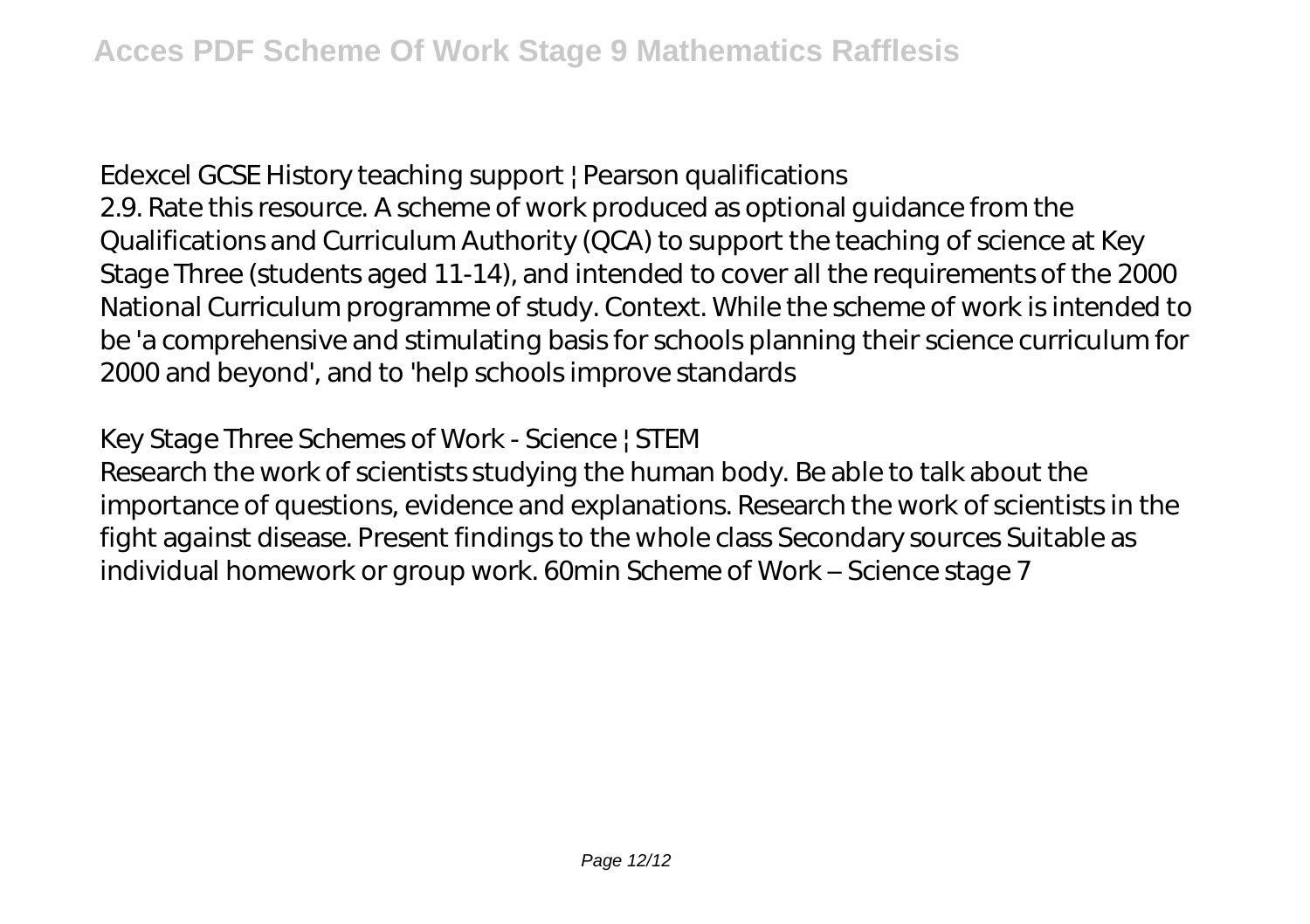*Edexcel GCSE History teaching support | Pearson qualifications*

2.9. Rate this resource. A scheme of work produced as optional guidance from the Qualifications and Curriculum Authority (QCA) to support the teaching of science at Key Stage Three (students aged 11-14), and intended to cover all the requirements of the 2000 National Curriculum programme of study. Context. While the scheme of work is intended to be 'a comprehensive and stimulating basis for schools planning their science curriculum for 2000 and beyond', and to 'help schools improve standards

*Key Stage Three Schemes of Work - Science | STEM*

Research the work of scientists studying the human body. Be able to talk about the importance of questions, evidence and explanations. Research the work of scientists in the fight against disease. Present findings to the whole class Secondary sources Suitable as individual homework or group work. 60min Scheme of Work – Science stage 7